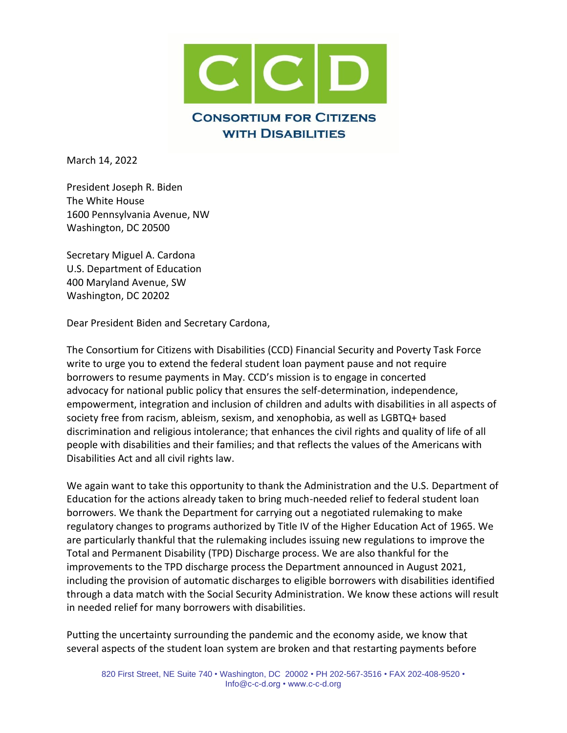# CCD

## Consortium for Citizens with Disabilities

March 14, 2022

President Joseph R. Biden
The White House
1600 Pennsylvania Avenue, NW
Washington, DC 20500

Secretary Miguel A. Cardona
U.S. Department of Education
400 Maryland Avenue, SW
Washington, DC 20202

Dear President Biden and Secretary Cardona,

The Consortium for Citizens with Disabilities (CCD) Financial Security and Poverty Task Force write to urge you to extend the federal student loan payment pause and not require borrowers to resume payments in May. CCD's mission is to engage in concerted advocacy for national public policy that ensures the self-determination, independence, empowerment, integration and inclusion of children and adults with disabilities in all aspects of society free from racism, ableism, sexism, and xenophobia, as well as LGBTQ+ based discrimination and religious intolerance; that enhances the civil rights and quality of life of all people with disabilities and their families; and that reflects the values of the Americans with Disabilities Act and all civil rights law.

We again want to take this opportunity to thank the Administration and the U.S. Department of Education for the actions already taken to bring much-needed relief to federal student loan borrowers. We thank the Department for carrying out a negotiated rulemaking to make regulatory changes to programs authorized by Title IV of the Higher Education Act of 1965. We are particularly thankful that the rulemaking includes issuing new regulations to improve the Total and Permanent Disability (TPD) Discharge process. We are also thankful for the improvements to the TPD discharge process the Department announced in August 2021, including the provision of automatic discharges to eligible borrowers with disabilities identified through a data match with the Social Security Administration. We know these actions will result in needed relief for many borrowers with disabilities.

Putting the uncertainty surrounding the pandemic and the economy aside, we know that several aspects of the student loan system are broken and that restarting payments before

820 First Street, NE Suite 740 • Washington, DC 20002 • PH 202-567-3516 • FAX 202-408-9520 • Info@c-c-d.org • www.c-c-d.org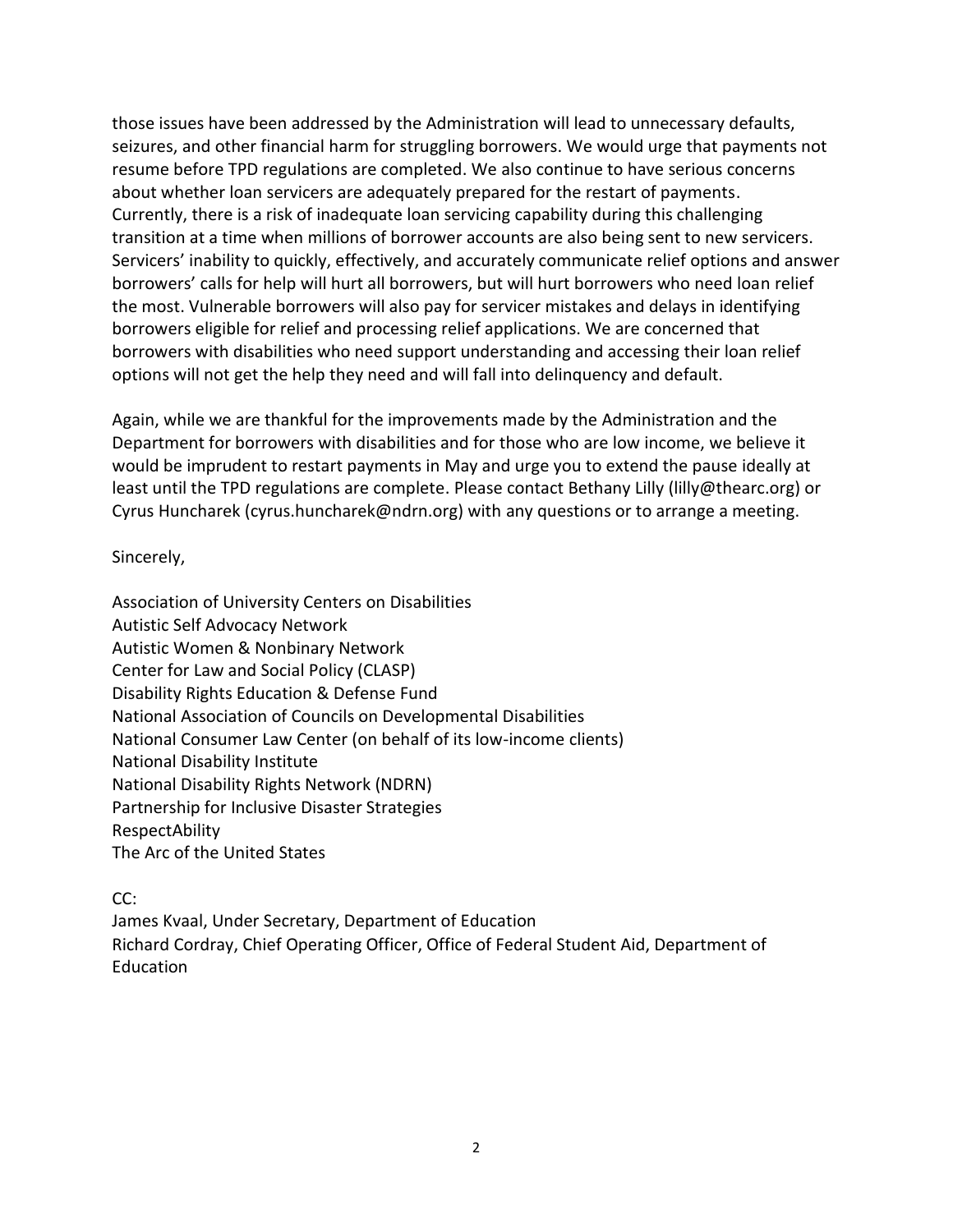those issues have been addressed by the Administration will lead to unnecessary defaults, seizures, and other financial harm for struggling borrowers. We would urge that payments not resume before TPD regulations are completed. We also continue to have serious concerns about whether loan servicers are adequately prepared for the restart of payments. Currently, there is a risk of inadequate loan servicing capability during this challenging transition at a time when millions of borrower accounts are also being sent to new servicers. Servicers' inability to quickly, effectively, and accurately communicate relief options and answer borrowers' calls for help will hurt all borrowers, but will hurt borrowers who need loan relief the most. Vulnerable borrowers will also pay for servicer mistakes and delays in identifying borrowers eligible for relief and processing relief applications. We are concerned that borrowers with disabilities who need support understanding and accessing their loan relief options will not get the help they need and will fall into delinquency and default.

Again, while we are thankful for the improvements made by the Administration and the Department for borrowers with disabilities and for those who are low income, we believe it would be imprudent to restart payments in May and urge you to extend the pause ideally at least until the TPD regulations are complete. Please contact Bethany Lilly (lilly@thearc.org) or Cyrus Huncharek (cyrus.huncharek@ndrn.org) with any questions or to arrange a meeting.

Sincerely,

Association of University Centers on Disabilities
Autistic Self Advocacy Network
Autistic Women & Nonbinary Network
Center for Law and Social Policy (CLASP)
Disability Rights Education & Defense Fund
National Association of Councils on Developmental Disabilities
National Consumer Law Center (on behalf of its low-income clients)
National Disability Institute
National Disability Rights Network (NDRN)
Partnership for Inclusive Disaster Strategies
RespectAbility
The Arc of the United States

CC:
James Kvaal, Under Secretary, Department of Education
Richard Cordray, Chief Operating Officer, Office of Federal Student Aid, Department of Education